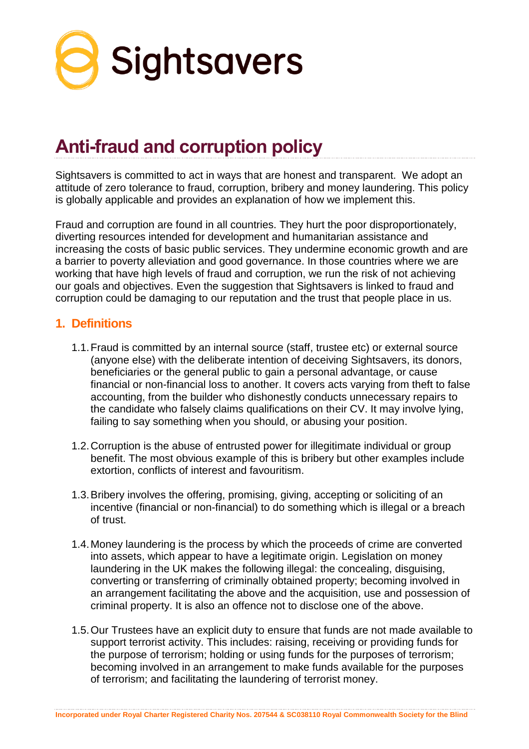Sightsavers

# Anti-fraud and corruption policy

Sightsavers is committed to act in ways that are honest and transparent. We adopt an attitude of zero tolerance to fraud, corruption, bribery and money laundering. This policy is globally applicable and provides an explanation of how we implement this.

Fraud and corruption are found in all countries. They hurt the poor disproportionately, diverting resources intended for development and humanitarian assistance and increasing the costs of basic public services. They undermine economic growth and are a barrier to poverty alleviation and good governance. In those countries where we are working that have high levels of fraud and corruption, we run the risk of not achieving our goals and objectives. Even the suggestion that Sightsavers is linked to fraud and corruption could be damaging to our reputation and the trust that people place in us.

## 1. Definitions

1.1. Fraud is committed by an internal source (staff, trustee etc) or external source (anyone else) with the deliberate intention of deceiving Sightsavers, its donors, beneficiaries or the general public to gain a personal advantage, or cause financial or non-financial loss to another. It covers acts varying from theft to false accounting, from the builder who dishonestly conducts unnecessary repairs to the candidate who falsely claims qualifications on their CV. It may involve lying, failing to say something when you should, or abusing your position.

1.2. Corruption is the abuse of entrusted power for illegitimate individual or group benefit. The most obvious example of this is bribery but other examples include extortion, conflicts of interest and favouritism.

1.3. Bribery involves the offering, promising, giving, accepting or soliciting of an incentive (financial or non-financial) to do something which is illegal or a breach of trust.

1.4. Money laundering is the process by which the proceeds of crime are converted into assets, which appear to have a legitimate origin. Legislation on money laundering in the UK makes the following illegal: the concealing, disguising, converting or transferring of criminally obtained property; becoming involved in an arrangement facilitating the above and the acquisition, use and possession of criminal property. It is also an offence not to disclose one of the above.

1.5. Our Trustees have an explicit duty to ensure that funds are not made available to support terrorist activity. This includes: raising, receiving or providing funds for the purpose of terrorism; holding or using funds for the purposes of terrorism; becoming involved in an arrangement to make funds available for the purposes of terrorism; and facilitating the laundering of terrorist money.

Incorporated under Royal Charter Registered Charity Nos. 207544 & SC038110 Royal Commonwealth Society for the Blind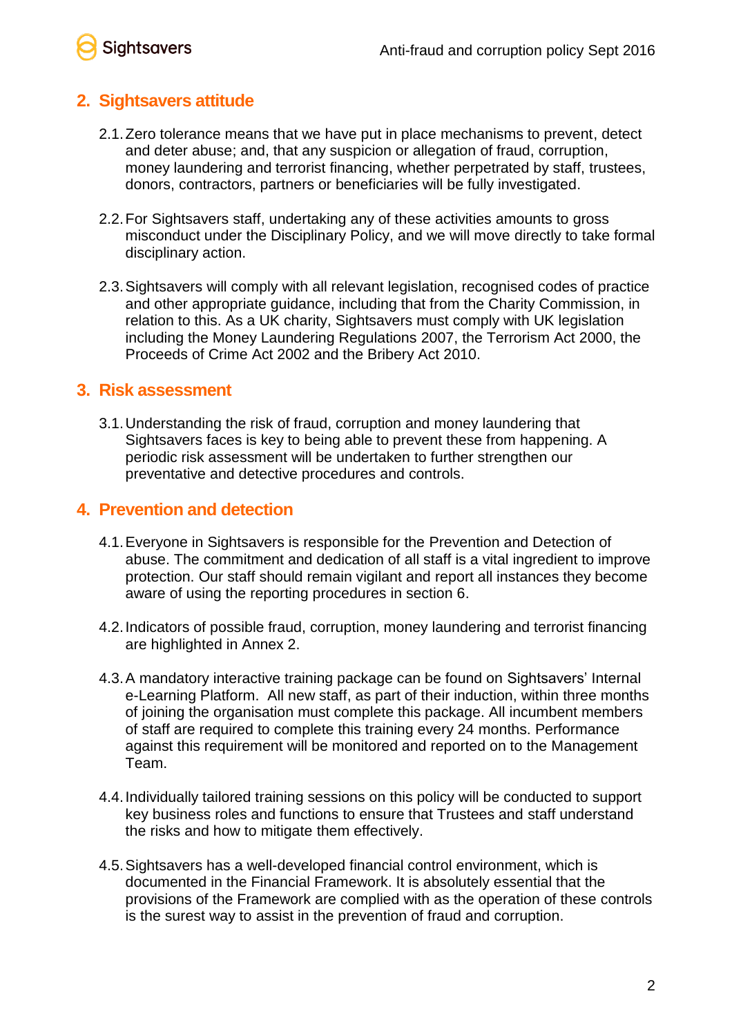## 2. Sightsavers attitude

2.1. Zero tolerance means that we have put in place mechanisms to prevent, detect and deter abuse; and, that any suspicion or allegation of fraud, corruption, money laundering and terrorist financing, whether perpetrated by staff, trustees, donors, contractors, partners or beneficiaries will be fully investigated.

2.2. For Sightsavers staff, undertaking any of these activities amounts to gross misconduct under the Disciplinary Policy, and we will move directly to take formal disciplinary action.

2.3. Sightsavers will comply with all relevant legislation, recognised codes of practice and other appropriate guidance, including that from the Charity Commission, in relation to this. As a UK charity, Sightsavers must comply with UK legislation including the Money Laundering Regulations 2007, the Terrorism Act 2000, the Proceeds of Crime Act 2002 and the Bribery Act 2010.

## 3. Risk assessment

3.1. Understanding the risk of fraud, corruption and money laundering that Sightsavers faces is key to being able to prevent these from happening. A periodic risk assessment will be undertaken to further strengthen our preventative and detective procedures and controls.

## 4. Prevention and detection

4.1. Everyone in Sightsavers is responsible for the Prevention and Detection of abuse. The commitment and dedication of all staff is a vital ingredient to improve protection. Our staff should remain vigilant and report all instances they become aware of using the reporting procedures in section 6.

4.2. Indicators of possible fraud, corruption, money laundering and terrorist financing are highlighted in Annex 2.

4.3. A mandatory interactive training package can be found on Sightsavers' Internal e-Learning Platform. All new staff, as part of their induction, within three months of joining the organisation must complete this package. All incumbent members of staff are required to complete this training every 24 months. Performance against this requirement will be monitored and reported on to the Management Team.

4.4. Individually tailored training sessions on this policy will be conducted to support key business roles and functions to ensure that Trustees and staff understand the risks and how to mitigate them effectively.

4.5. Sightsavers has a well-developed financial control environment, which is documented in the Financial Framework. It is absolutely essential that the provisions of the Framework are complied with as the operation of these controls is the surest way to assist in the prevention of fraud and corruption.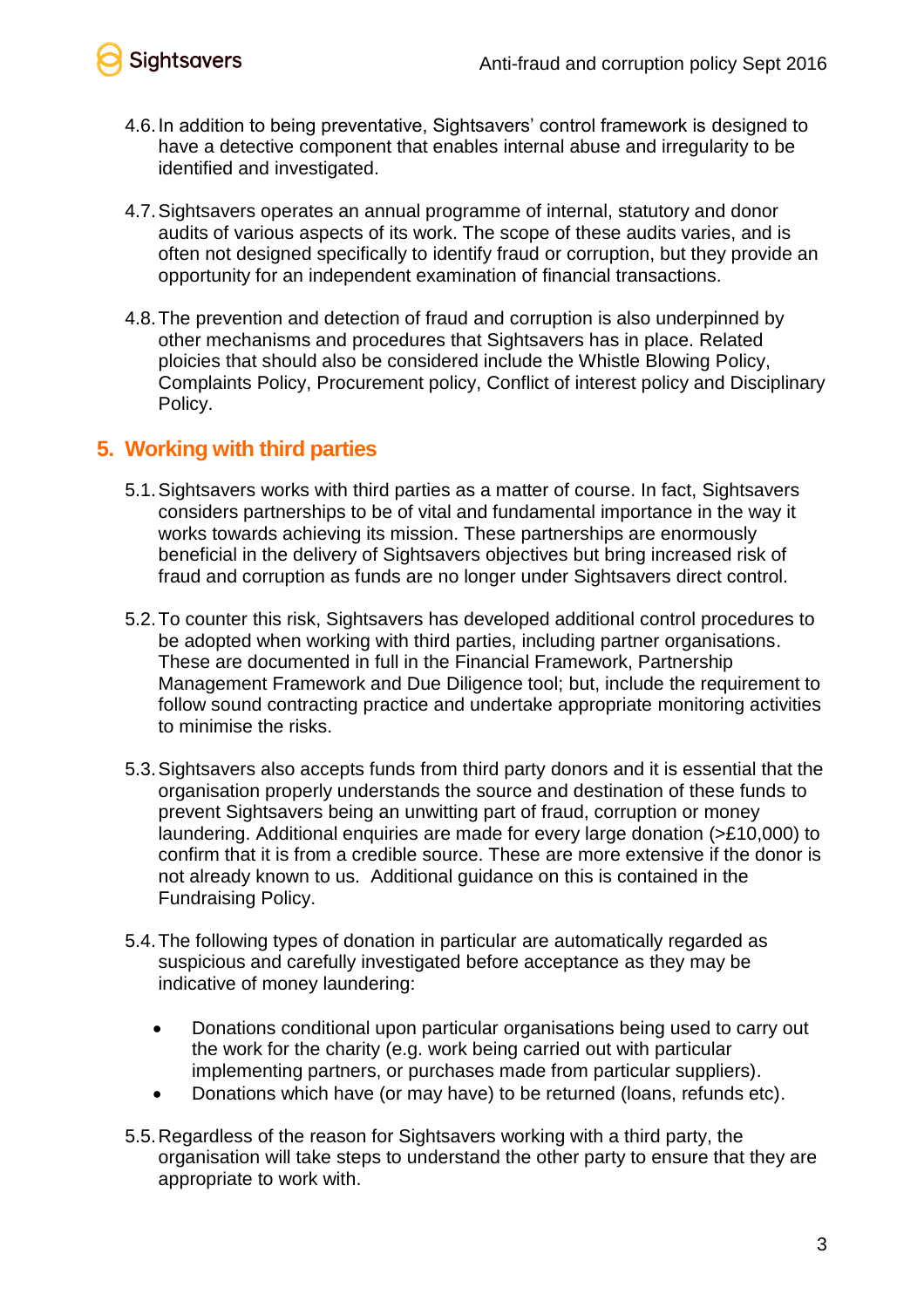4.6. In addition to being preventative, Sightsavers' control framework is designed to have a detective component that enables internal abuse and irregularity to be identified and investigated.

4.7. Sightsavers operates an annual programme of internal, statutory and donor audits of various aspects of its work. The scope of these audits varies, and is often not designed specifically to identify fraud or corruption, but they provide an opportunity for an independent examination of financial transactions.

4.8. The prevention and detection of fraud and corruption is also underpinned by other mechanisms and procedures that Sightsavers has in place. Related ploicies that should also be considered include the Whistle Blowing Policy, Complaints Policy, Procurement policy, Conflict of interest policy and Disciplinary Policy.

## 5. Working with third parties

5.1. Sightsavers works with third parties as a matter of course. In fact, Sightsavers considers partnerships to be of vital and fundamental importance in the way it works towards achieving its mission. These partnerships are enormously beneficial in the delivery of Sightsavers objectives but bring increased risk of fraud and corruption as funds are no longer under Sightsavers direct control.

5.2. To counter this risk, Sightsavers has developed additional control procedures to be adopted when working with third parties, including partner organisations. These are documented in full in the Financial Framework, Partnership Management Framework and Due Diligence tool; but, include the requirement to follow sound contracting practice and undertake appropriate monitoring activities to minimise the risks.

5.3. Sightsavers also accepts funds from third party donors and it is essential that the organisation properly understands the source and destination of these funds to prevent Sightsavers being an unwitting part of fraud, corruption or money laundering. Additional enquiries are made for every large donation (>£10,000) to confirm that it is from a credible source. These are more extensive if the donor is not already known to us. Additional guidance on this is contained in the Fundraising Policy.

5.4. The following types of donation in particular are automatically regarded as suspicious and carefully investigated before acceptance as they may be indicative of money laundering:

- Donations conditional upon particular organisations being used to carry out the work for the charity (e.g. work being carried out with particular implementing partners, or purchases made from particular suppliers).
- Donations which have (or may have) to be returned (loans, refunds etc).

5.5. Regardless of the reason for Sightsavers working with a third party, the organisation will take steps to understand the other party to ensure that they are appropriate to work with.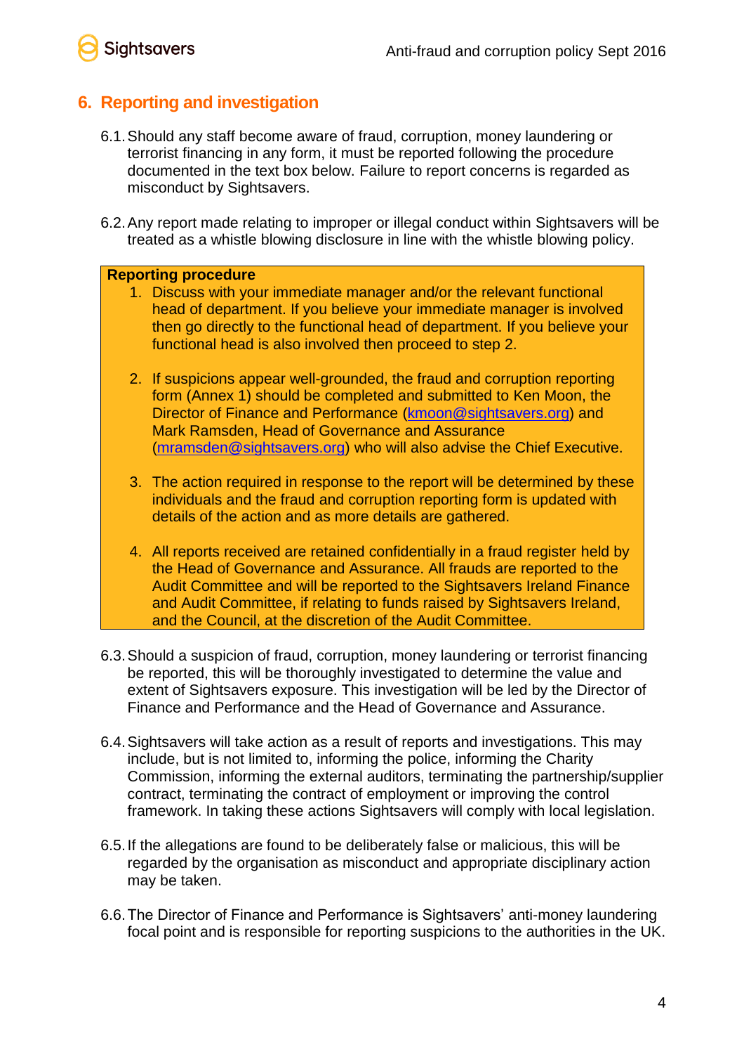## 6. Reporting and investigation

6.1. Should any staff become aware of fraud, corruption, money laundering or terrorist financing in any form, it must be reported following the procedure documented in the text box below. Failure to report concerns is regarded as misconduct by Sightsavers.

6.2. Any report made relating to improper or illegal conduct within Sightsavers will be treated as a whistle blowing disclosure in line with the whistle blowing policy.

**Reporting procedure**

1. Discuss with your immediate manager and/or the relevant functional head of department. If you believe your immediate manager is involved then go directly to the functional head of department. If you believe your functional head is also involved then proceed to step 2.

2. If suspicions appear well-grounded, the fraud and corruption reporting form (Annex 1) should be completed and submitted to Ken Moon, the Director of Finance and Performance (kmoon@sightsavers.org) and Mark Ramsden, Head of Governance and Assurance (mramsden@sightsavers.org) who will also advise the Chief Executive.

3. The action required in response to the report will be determined by these individuals and the fraud and corruption reporting form is updated with details of the action and as more details are gathered.

4. All reports received are retained confidentially in a fraud register held by the Head of Governance and Assurance. All frauds are reported to the Audit Committee and will be reported to the Sightsavers Ireland Finance and Audit Committee, if relating to funds raised by Sightsavers Ireland, and the Council, at the discretion of the Audit Committee.

6.3. Should a suspicion of fraud, corruption, money laundering or terrorist financing be reported, this will be thoroughly investigated to determine the value and extent of Sightsavers exposure. This investigation will be led by the Director of Finance and Performance and the Head of Governance and Assurance.

6.4. Sightsavers will take action as a result of reports and investigations. This may include, but is not limited to, informing the police, informing the Charity Commission, informing the external auditors, terminating the partnership/supplier contract, terminating the contract of employment or improving the control framework. In taking these actions Sightsavers will comply with local legislation.

6.5. If the allegations are found to be deliberately false or malicious, this will be regarded by the organisation as misconduct and appropriate disciplinary action may be taken.

6.6. The Director of Finance and Performance is Sightsavers' anti-money laundering focal point and is responsible for reporting suspicions to the authorities in the UK.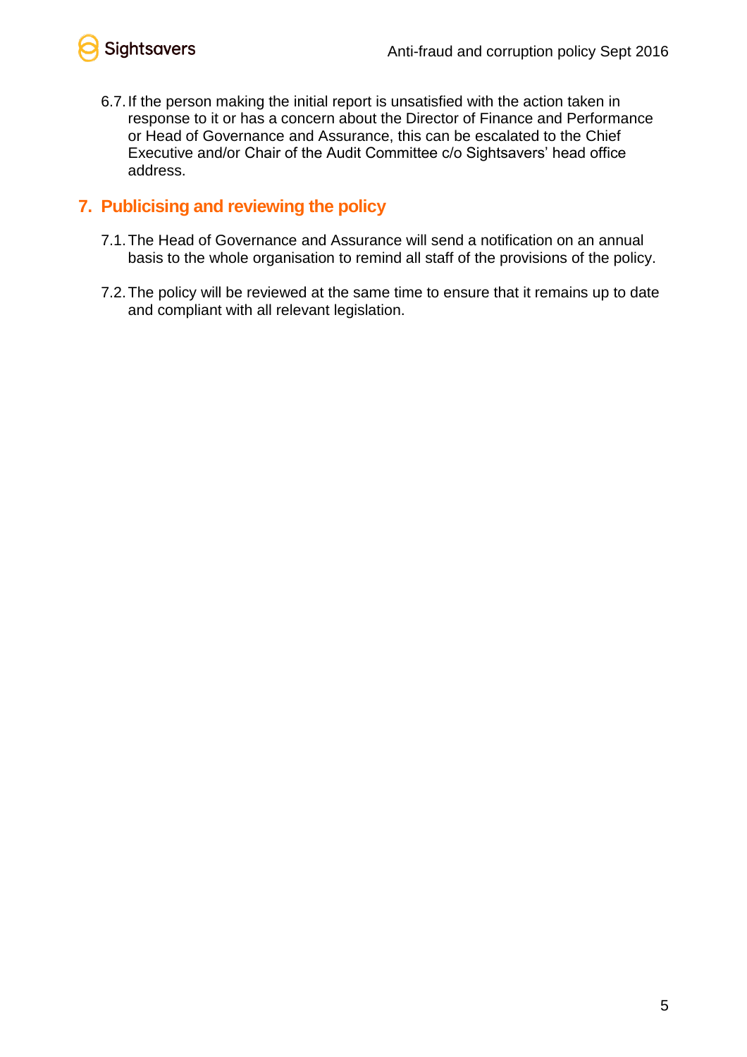6.7. If the person making the initial report is unsatisfied with the action taken in response to it or has a concern about the Director of Finance and Performance or Head of Governance and Assurance, this can be escalated to the Chief Executive and/or Chair of the Audit Committee c/o Sightsavers' head office address.

## 7. Publicising and reviewing the policy

7.1. The Head of Governance and Assurance will send a notification on an annual basis to the whole organisation to remind all staff of the provisions of the policy.

7.2. The policy will be reviewed at the same time to ensure that it remains up to date and compliant with all relevant legislation.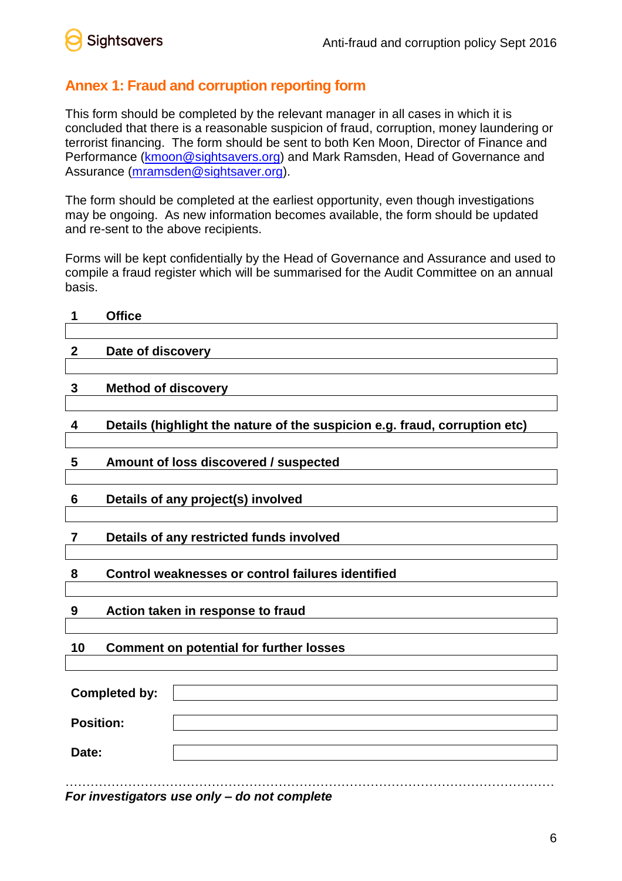## Annex 1: Fraud and corruption reporting form

This form should be completed by the relevant manager in all cases in which it is concluded that there is a reasonable suspicion of fraud, corruption, money laundering or terrorist financing. The form should be sent to both Ken Moon, Director of Finance and Performance (kmoon@sightsavers.org) and Mark Ramsden, Head of Governance and Assurance (mramsden@sightsaver.org).

The form should be completed at the earliest opportunity, even though investigations may be ongoing. As new information becomes available, the form should be updated and re-sent to the above recipients.

Forms will be kept confidentially by the Head of Governance and Assurance and used to compile a fraud register which will be summarised for the Audit Committee on an annual basis.

**1 Office**

| |
|---|
| |

**2 Date of discovery**

| |
|---|
| |

**3 Method of discovery**

| |
|---|
| |

**4 Details (highlight the nature of the suspicion e.g. fraud, corruption etc)**

| |
|---|
| |

**5 Amount of loss discovered / suspected**

| |
|---|
| |

**6 Details of any project(s) involved**

| |
|---|
| |

**7 Details of any restricted funds involved**

| |
|---|
| |

**8 Control weaknesses or control failures identified**

| |
|---|
| |

**9 Action taken in response to fraud**

| |
|---|
| |

**10 Comment on potential for further losses**

| |
|---|
| |

| | |
|---|---|
| **Completed by:** | |
| **Position:** | |
| **Date:** | |

……………………………………………………………………………………………………

***For investigators use only – do not complete***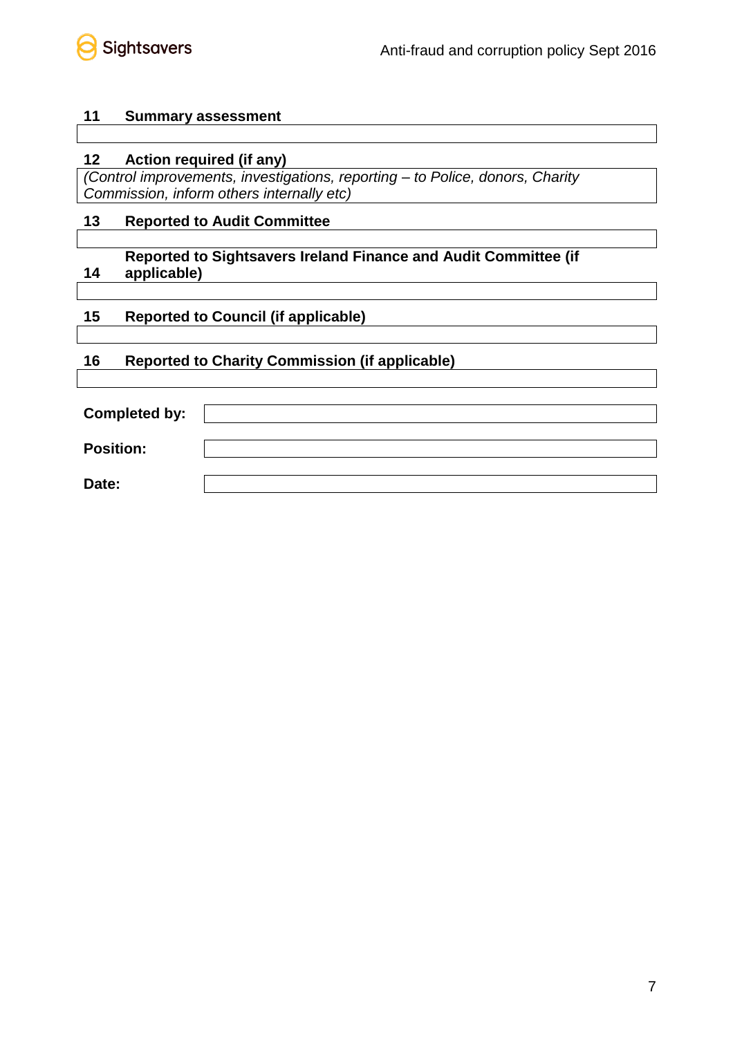**11 Summary assessment**

| |
|---|
| |

**12 Action required (if any)**

| |
|---|
| *(Control improvements, investigations, reporting – to Police, donors, Charity Commission, inform others internally etc)* |

**13 Reported to Audit Committee**

| |
|---|
| |

**14 Reported to Sightsavers Ireland Finance and Audit Committee (if applicable)**

| |
|---|
| |

**15 Reported to Council (if applicable)**

| |
|---|
| |

**16 Reported to Charity Commission (if applicable)**

| |
|---|
| |

| | |
|---|---|
| **Completed by:** | |
| **Position:** | |
| **Date:** | |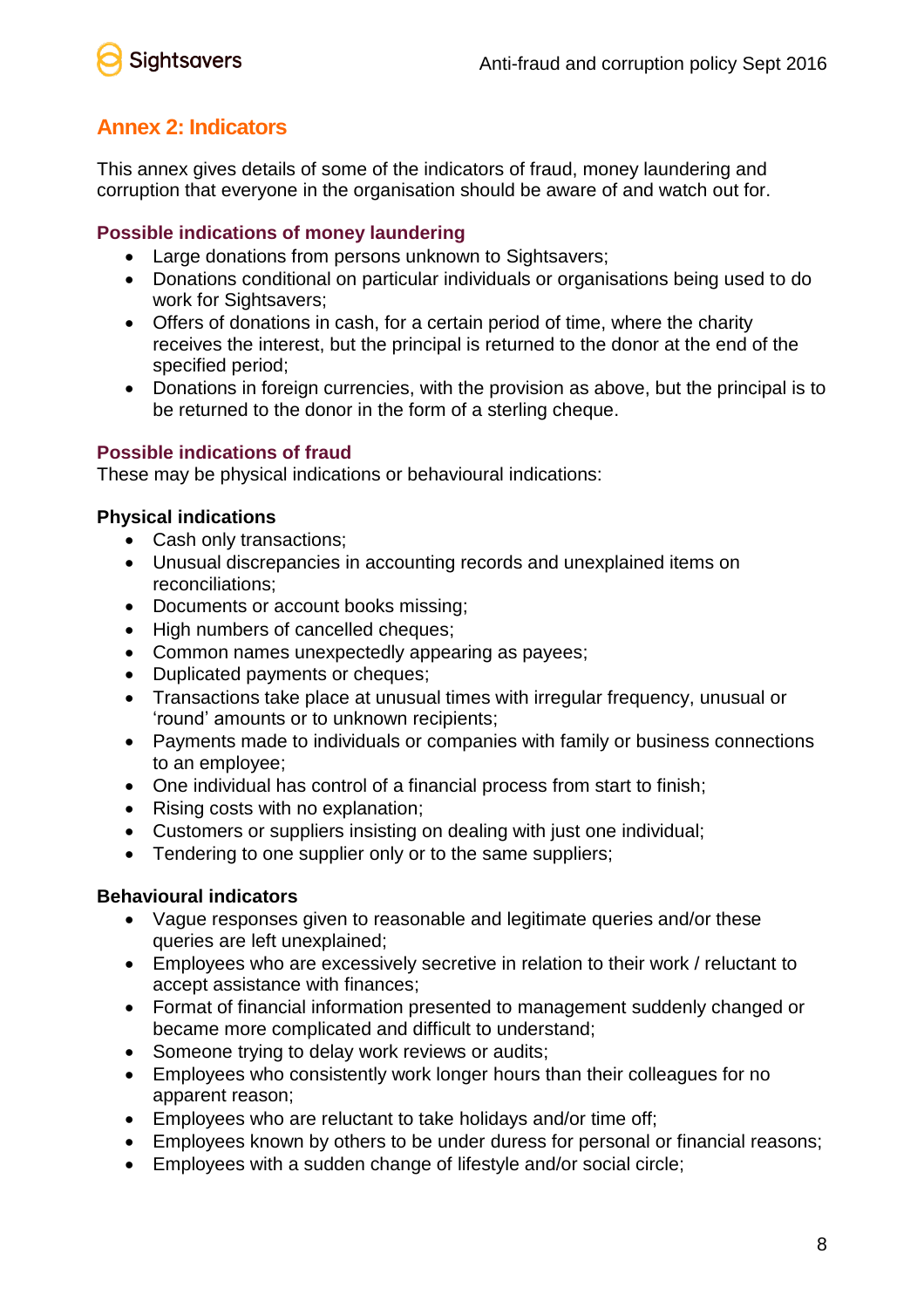## Annex 2: Indicators

This annex gives details of some of the indicators of fraud, money laundering and corruption that everyone in the organisation should be aware of and watch out for.

### Possible indications of money laundering

- Large donations from persons unknown to Sightsavers;
- Donations conditional on particular individuals or organisations being used to do work for Sightsavers;
- Offers of donations in cash, for a certain period of time, where the charity receives the interest, but the principal is returned to the donor at the end of the specified period;
- Donations in foreign currencies, with the provision as above, but the principal is to be returned to the donor in the form of a sterling cheque.

### Possible indications of fraud

These may be physical indications or behavioural indications:

**Physical indications**

- Cash only transactions;
- Unusual discrepancies in accounting records and unexplained items on reconciliations;
- Documents or account books missing;
- High numbers of cancelled cheques;
- Common names unexpectedly appearing as payees;
- Duplicated payments or cheques;
- Transactions take place at unusual times with irregular frequency, unusual or 'round' amounts or to unknown recipients;
- Payments made to individuals or companies with family or business connections to an employee;
- One individual has control of a financial process from start to finish;
- Rising costs with no explanation;
- Customers or suppliers insisting on dealing with just one individual;
- Tendering to one supplier only or to the same suppliers;

**Behavioural indicators**

- Vague responses given to reasonable and legitimate queries and/or these queries are left unexplained;
- Employees who are excessively secretive in relation to their work / reluctant to accept assistance with finances;
- Format of financial information presented to management suddenly changed or became more complicated and difficult to understand;
- Someone trying to delay work reviews or audits;
- Employees who consistently work longer hours than their colleagues for no apparent reason;
- Employees who are reluctant to take holidays and/or time off;
- Employees known by others to be under duress for personal or financial reasons;
- Employees with a sudden change of lifestyle and/or social circle;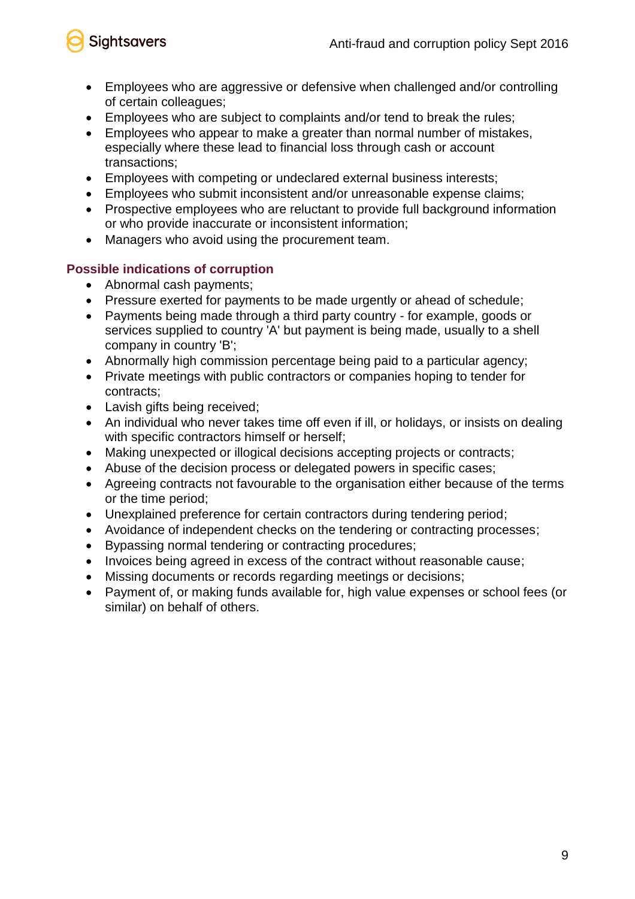- Employees who are aggressive or defensive when challenged and/or controlling of certain colleagues;
- Employees who are subject to complaints and/or tend to break the rules;
- Employees who appear to make a greater than normal number of mistakes, especially where these lead to financial loss through cash or account transactions;
- Employees with competing or undeclared external business interests;
- Employees who submit inconsistent and/or unreasonable expense claims;
- Prospective employees who are reluctant to provide full background information or who provide inaccurate or inconsistent information;
- Managers who avoid using the procurement team.

### Possible indications of corruption

- Abnormal cash payments;
- Pressure exerted for payments to be made urgently or ahead of schedule;
- Payments being made through a third party country - for example, goods or services supplied to country 'A' but payment is being made, usually to a shell company in country 'B';
- Abnormally high commission percentage being paid to a particular agency;
- Private meetings with public contractors or companies hoping to tender for contracts;
- Lavish gifts being received;
- An individual who never takes time off even if ill, or holidays, or insists on dealing with specific contractors himself or herself;
- Making unexpected or illogical decisions accepting projects or contracts;
- Abuse of the decision process or delegated powers in specific cases;
- Agreeing contracts not favourable to the organisation either because of the terms or the time period;
- Unexplained preference for certain contractors during tendering period;
- Avoidance of independent checks on the tendering or contracting processes;
- Bypassing normal tendering or contracting procedures;
- Invoices being agreed in excess of the contract without reasonable cause;
- Missing documents or records regarding meetings or decisions;
- Payment of, or making funds available for, high value expenses or school fees (or similar) on behalf of others.